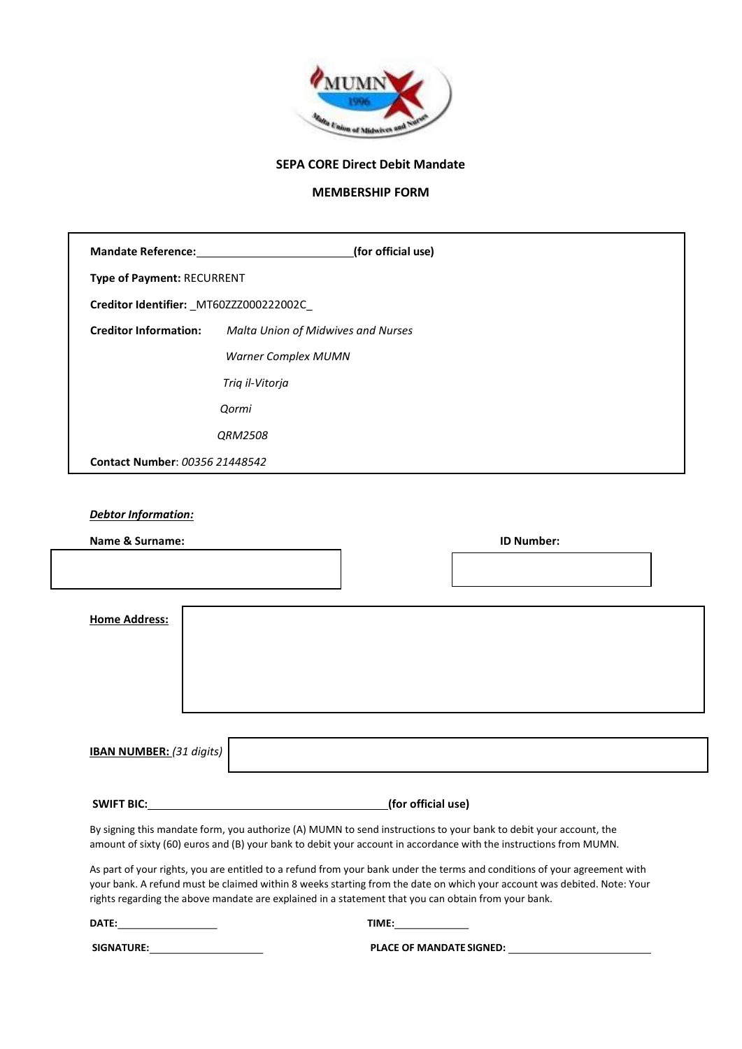## SEPA CORE Direct Debit Mandate

## MEMBERSHIP FORM

**Mandate Reference:**\_\_\_\_\_\_\_\_\_\_\_\_\_\_\_\_\_\_\_\_\_\_\_\_\_\_**(for official use)**

**Type of Payment:** RECURRENT

**Creditor Identifier:** _MT60ZZZ000222002C_

**Creditor Information:** *Malta Union of Midwives and Nurses*
*Warner Complex MUMN*
*Triq il-Vitorja*
*Qormi*
*QRM2508*

**Contact Number**: *00356 21448542*

***Debtor Information:***

**Name & Surname:**

**ID Number:**

**Home Address:**

**IBAN NUMBER:** *(31 digits)*

**SWIFT BIC:**\_\_\_\_\_\_\_\_\_\_\_\_\_\_\_\_\_\_\_\_\_\_\_\_\_\_\_\_\_\_\_\_\_\_\_\_\_\_\_\_**(for official use)**

By signing this mandate form, you authorize (A) MUMN to send instructions to your bank to debit your account, the amount of sixty (60) euros and (B) your bank to debit your account in accordance with the instructions from MUMN.

As part of your rights, you are entitled to a refund from your bank under the terms and conditions of your agreement with your bank. A refund must be claimed within 8 weeks starting from the date on which your account was debited. Note: Your rights regarding the above mandate are explained in a statement that you can obtain from your bank.

**DATE:**\_\_\_\_\_\_\_\_\_\_\_\_\_\_\_\_\_\_ **TIME:**\_\_\_\_\_\_\_\_\_\_\_\_\_\_

**SIGNATURE:**\_\_\_\_\_\_\_\_\_\_\_\_\_\_\_\_\_\_\_\_\_ **PLACE OF MANDATE SIGNED:** \_\_\_\_\_\_\_\_\_\_\_\_\_\_\_\_\_\_\_\_\_\_\_\_\_\_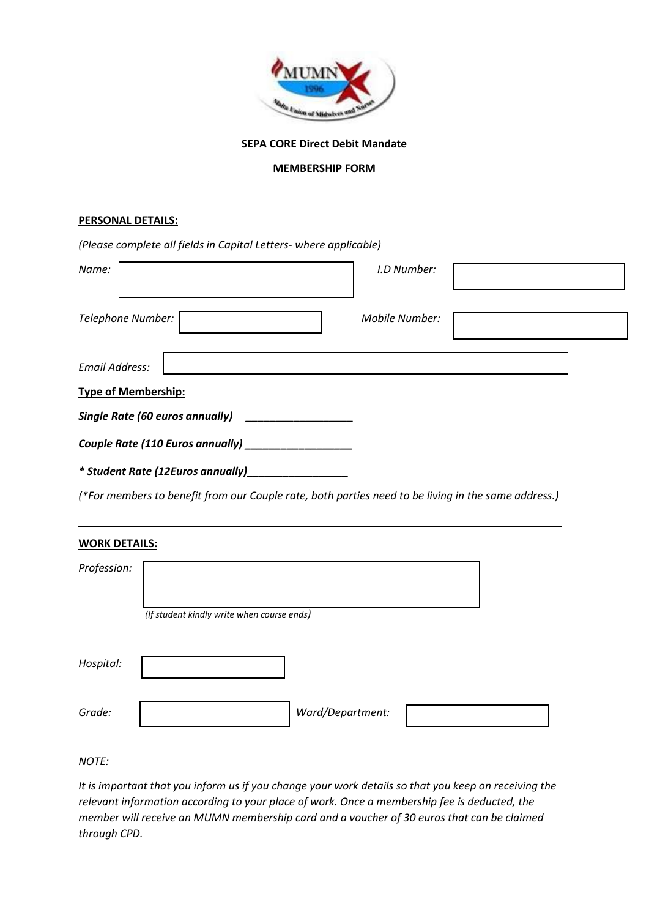**SEPA CORE Direct Debit Mandate**

**MEMBERSHIP FORM**

**PERSONAL DETAILS:**

*(Please complete all fields in Capital Letters- where applicable)*

*Name:* 　　　　　　　　　　　　*I.D Number:*

*Telephone Number:* 　　　　　　*Mobile Number:*

*Email Address:*

**Type of Membership:**

***Single Rate (60 euros annually)*** ___________________

***Couple Rate (110 Euros annually)*** ___________________

***\* Student Rate (12Euros annually)***_________________

*(\*For members to benefit from our Couple rate, both parties need to be living in the same address.)*

---

**WORK DETAILS:**

*Profession:*

*(If student kindly write when course ends)*

*Hospital:*

*Grade:* 　　　　　　　　　　*Ward/Department:*

*NOTE:*

*It is important that you inform us if you change your work details so that you keep on receiving the relevant information according to your place of work. Once a membership fee is deducted, the member will receive an MUMN membership card and a voucher of 30 euros that can be claimed through CPD.*